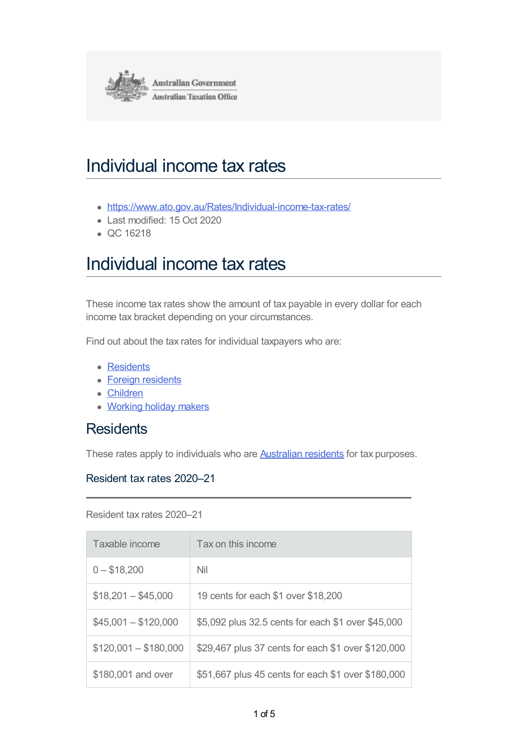Australian Government
Australian Taxation Office

# Individual income tax rates

- https://www.ato.gov.au/Rates/Individual-income-tax-rates/
- Last modified: 15 Oct 2020
- QC 16218

# Individual income tax rates

These income tax rates show the amount of tax payable in every dollar for each income tax bracket depending on your circumstances.

Find out about the tax rates for individual taxpayers who are:

- Residents
- Foreign residents
- Children
- Working holiday makers

## Residents

These rates apply to individuals who are Australian residents for tax purposes.

### Resident tax rates 2020–21

Resident tax rates 2020–21

| Taxable income | Tax on this income |
|---|---|
| 0 – $18,200 | Nil |
| $18,201 – $45,000 | 19 cents for each $1 over $18,200 |
| $45,001 – $120,000 | $5,092 plus 32.5 cents for each $1 over $45,000 |
| $120,001 – $180,000 | $29,467 plus 37 cents for each $1 over $120,000 |
| $180,001 and over | $51,667 plus 45 cents for each $1 over $180,000 |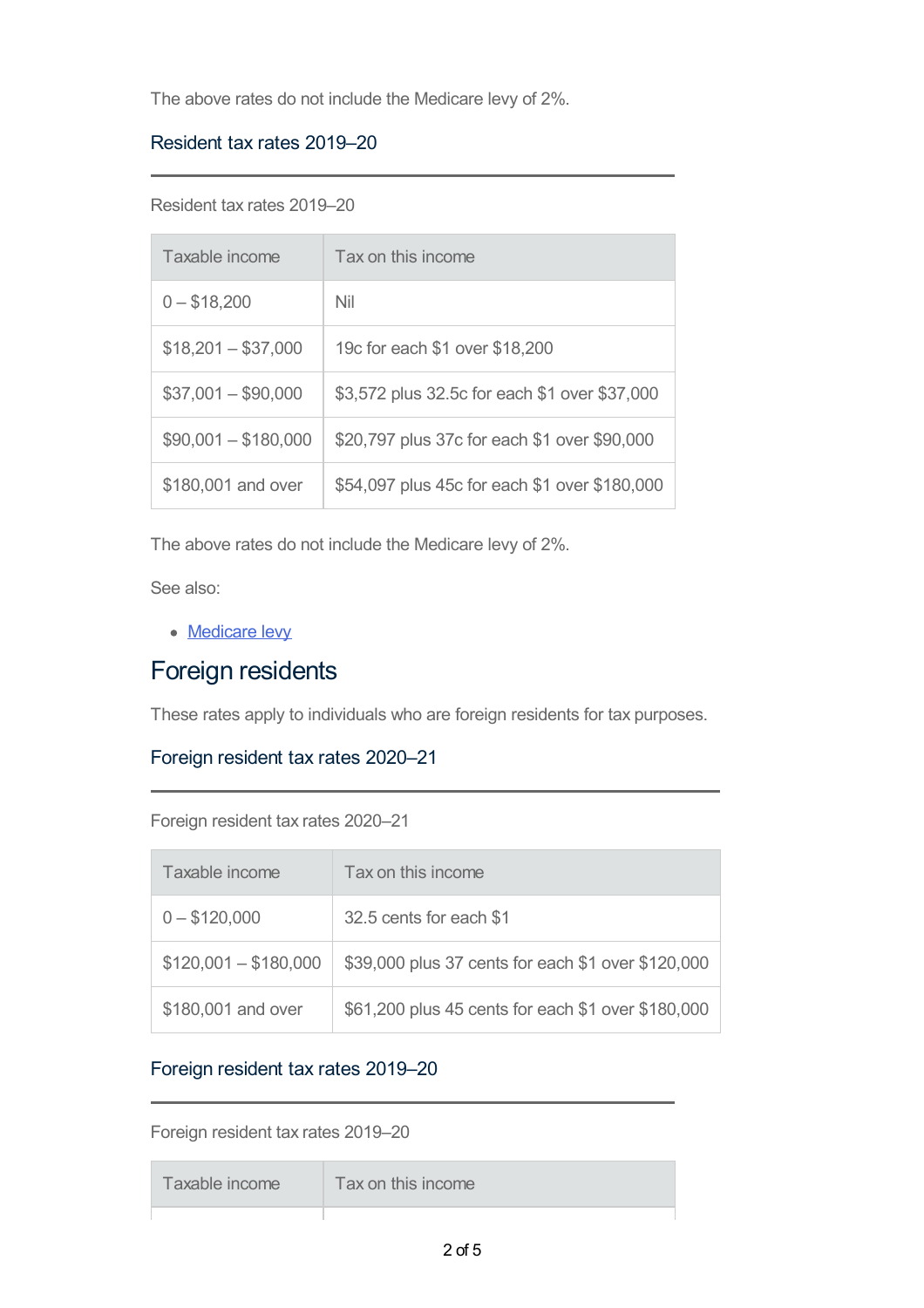The above rates do not include the Medicare levy of 2%.

### Resident tax rates 2019–20

Resident tax rates 2019–20

| Taxable income | Tax on this income |
|---|---|
| 0 – $18,200 | Nil |
| $18,201 – $37,000 | 19c for each $1 over $18,200 |
| $37,001 – $90,000 | $3,572 plus 32.5c for each $1 over $37,000 |
| $90,001 – $180,000 | $20,797 plus 37c for each $1 over $90,000 |
| $180,001 and over | $54,097 plus 45c for each $1 over $180,000 |

The above rates do not include the Medicare levy of 2%.

See also:

- Medicare levy

## Foreign residents

These rates apply to individuals who are foreign residents for tax purposes.

### Foreign resident tax rates 2020–21

Foreign resident tax rates 2020–21

| Taxable income | Tax on this income |
|---|---|
| 0 – $120,000 | 32.5 cents for each $1 |
| $120,001 – $180,000 | $39,000 plus 37 cents for each $1 over $120,000 |
| $180,001 and over | $61,200 plus 45 cents for each $1 over $180,000 |

### Foreign resident tax rates 2019–20

Foreign resident tax rates 2019–20

| Taxable income | Tax on this income |
|---|---|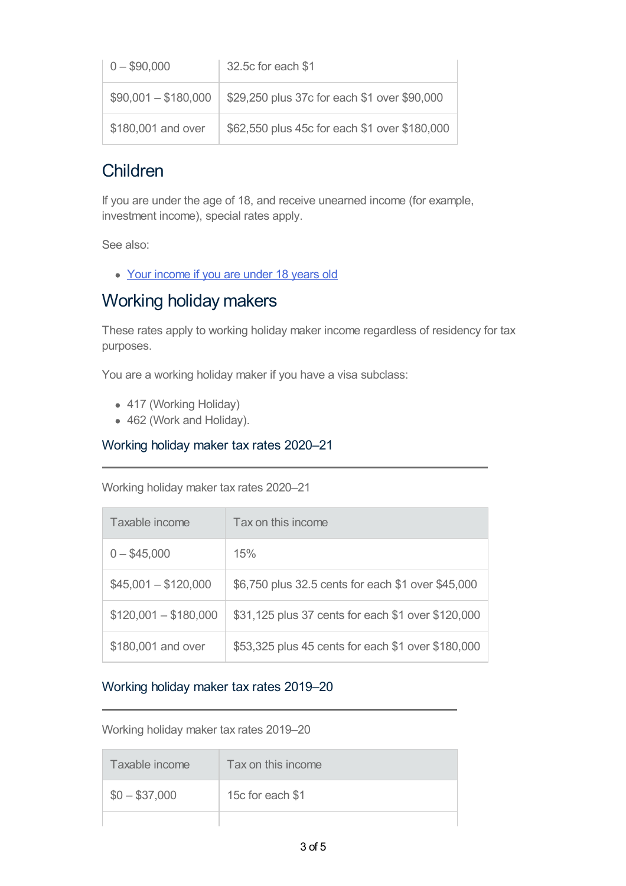| | |
|---|---|
| 0 – $90,000 | 32.5c for each $1 |
| $90,001 – $180,000 | $29,250 plus 37c for each $1 over $90,000 |
| $180,001 and over | $62,550 plus 45c for each $1 over $180,000 |

## Children

If you are under the age of 18, and receive unearned income (for example, investment income), special rates apply.

See also:

- [Your income if you are under 18 years old]()

## Working holiday makers

These rates apply to working holiday maker income regardless of residency for tax purposes.

You are a working holiday maker if you have a visa subclass:

- 417 (Working Holiday)
- 462 (Work and Holiday).

### Working holiday maker tax rates 2020–21

Working holiday maker tax rates 2020–21

| Taxable income | Tax on this income |
|---|---|
| 0 – $45,000 | 15% |
| $45,001 – $120,000 | $6,750 plus 32.5 cents for each $1 over $45,000 |
| $120,001 – $180,000 | $31,125 plus 37 cents for each $1 over $120,000 |
| $180,001 and over | $53,325 plus 45 cents for each $1 over $180,000 |

### Working holiday maker tax rates 2019–20

Working holiday maker tax rates 2019–20

| Taxable income | Tax on this income |
|---|---|
| $0 – $37,000 | 15c for each $1 |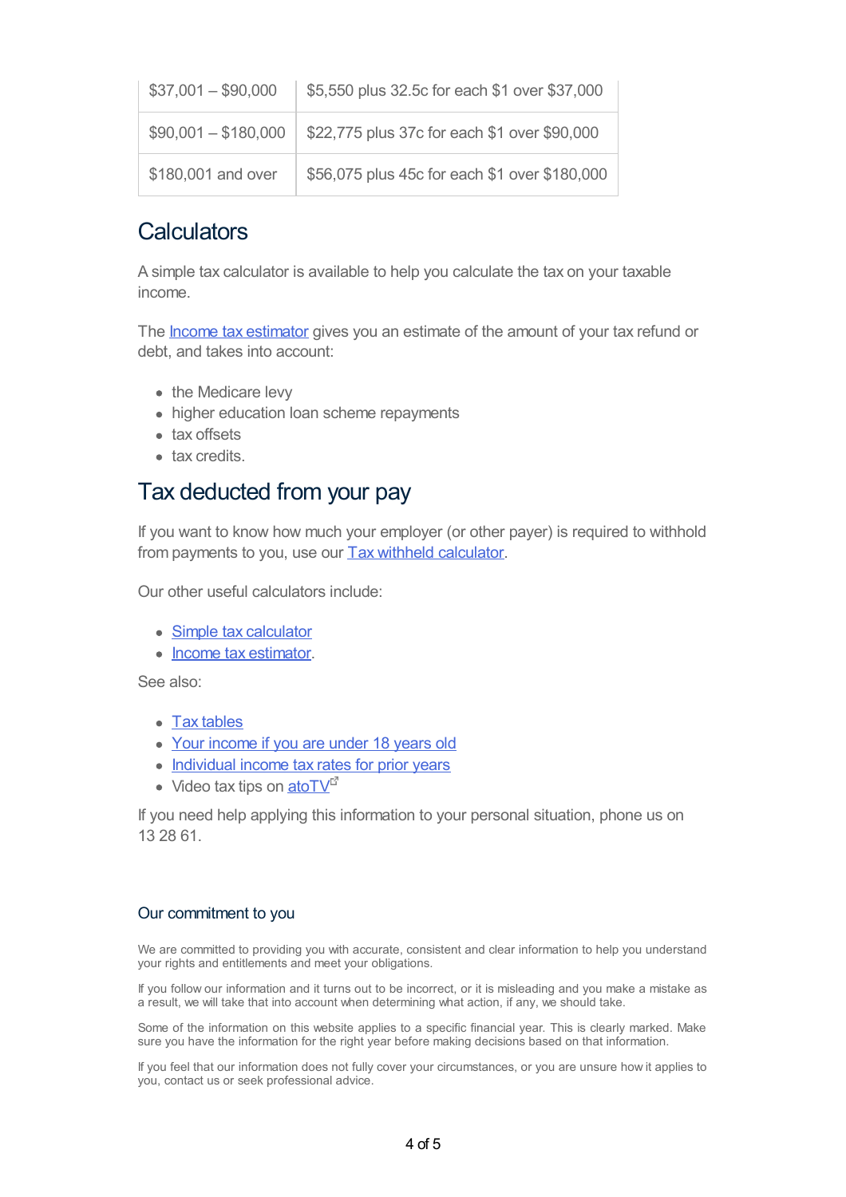| | |
|---|---|
| $37,001 – $90,000 | $5,550 plus 32.5c for each $1 over $37,000 |
| $90,001 – $180,000 | $22,775 plus 37c for each $1 over $90,000 |
| $180,001 and over | $56,075 plus 45c for each $1 over $180,000 |

## Calculators

A simple tax calculator is available to help you calculate the tax on your taxable income.

The Income tax estimator gives you an estimate of the amount of your tax refund or debt, and takes into account:

- the Medicare levy
- higher education loan scheme repayments
- tax offsets
- tax credits.

## Tax deducted from your pay

If you want to know how much your employer (or other payer) is required to withhold from payments to you, use our Tax withheld calculator.

Our other useful calculators include:

- Simple tax calculator
- Income tax estimator.

See also:

- Tax tables
- Your income if you are under 18 years old
- Individual income tax rates for prior years
- Video tax tips on atoTV

If you need help applying this information to your personal situation, phone us on 13 28 61.

### Our commitment to you

We are committed to providing you with accurate, consistent and clear information to help you understand your rights and entitlements and meet your obligations.

If you follow our information and it turns out to be incorrect, or it is misleading and you make a mistake as a result, we will take that into account when determining what action, if any, we should take.

Some of the information on this website applies to a specific financial year. This is clearly marked. Make sure you have the information for the right year before making decisions based on that information.

If you feel that our information does not fully cover your circumstances, or you are unsure how it applies to you, contact us or seek professional advice.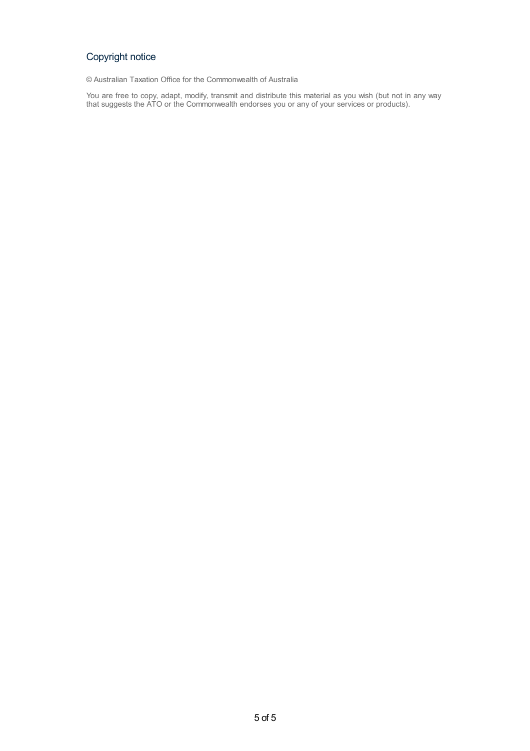## Copyright notice

© Australian Taxation Office for the Commonwealth of Australia

You are free to copy, adapt, modify, transmit and distribute this material as you wish (but not in any way that suggests the ATO or the Commonwealth endorses you or any of your services or products).